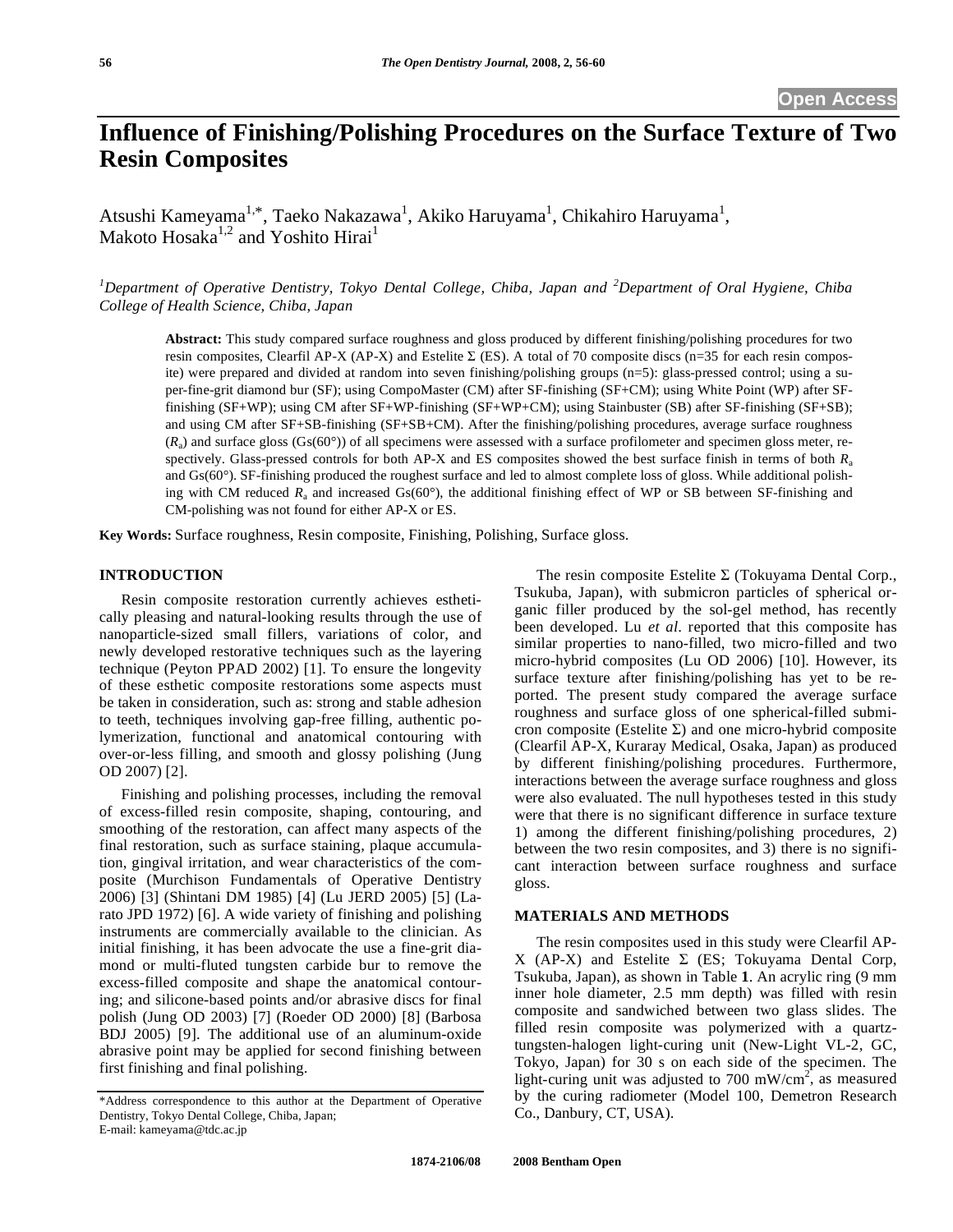Open Access

# Influence of Finishing/Polishing Procedures on the Surface Texture of Two Resin Composites

Atsushi Kameyama[1,*], Taeko Nakazawa[1], Akiko Haruyama[1], Chikahiro Haruyama[1], Makoto Hosaka[1,2] and Yoshito Hirai[1]

*[1]Department of Operative Dentistry, Tokyo Dental College, Chiba, Japan and [2]Department of Oral Hygiene, Chiba College of Health Science, Chiba, Japan*

**Abstract:** This study compared surface roughness and gloss produced by different finishing/polishing procedures for two resin composites, Clearfil AP-X (AP-X) and Estelite Σ (ES). A total of 70 composite discs (n=35 for each resin composite) were prepared and divided at random into seven finishing/polishing groups (n=5): glass-pressed control; using a super-fine-grit diamond bur (SF); using CompoMaster (CM) after SF-finishing (SF+CM); using White Point (WP) after SF-finishing (SF+WP); using CM after SF+WP-finishing (SF+WP+CM); using Stainbuster (SB) after SF-finishing (SF+SB); and using CM after SF+SB-finishing (SF+SB+CM). After the finishing/polishing procedures, average surface roughness ($R_a$) and surface gloss (Gs(60°)) of all specimens were assessed with a surface profilometer and specimen gloss meter, respectively. Glass-pressed controls for both AP-X and ES composites showed the best surface finish in terms of both $R_a$ and Gs(60°). SF-finishing produced the roughest surface and led to almost complete loss of gloss. While additional polishing with CM reduced $R_a$ and increased Gs(60°), the additional finishing effect of WP or SB between SF-finishing and CM-polishing was not found for either AP-X or ES.

**Key Words:** Surface roughness, Resin composite, Finishing, Polishing, Surface gloss.

## INTRODUCTION

Resin composite restoration currently achieves esthetically pleasing and natural-looking results through the use of nanoparticle-sized small fillers, variations of color, and newly developed restorative techniques such as the layering technique (Peyton PPAD 2002) [1]. To ensure the longevity of these esthetic composite restorations some aspects must be taken in consideration, such as: strong and stable adhesion to teeth, techniques involving gap-free filling, authentic polymerization, functional and anatomical contouring with over-or-less filling, and smooth and glossy polishing (Jung OD 2007) [2].

Finishing and polishing processes, including the removal of excess-filled resin composite, shaping, contouring, and smoothing of the restoration, can affect many aspects of the final restoration, such as surface staining, plaque accumulation, gingival irritation, and wear characteristics of the composite (Murchison Fundamentals of Operative Dentistry 2006) [3] (Shintani DM 1985) [4] (Lu JERD 2005) [5] (Larato JPD 1972) [6]. A wide variety of finishing and polishing instruments are commercially available to the clinician. As initial finishing, it has been advocate the use a fine-grit diamond or multi-fluted tungsten carbide bur to remove the excess-filled composite and shape the anatomical contouring; and silicone-based points and/or abrasive discs for final polish (Jung OD 2003) [7] (Roeder OD 2000) [8] (Barbosa BDJ 2005) [9]. The additional use of an aluminum-oxide abrasive point may be applied for second finishing between first finishing and final polishing.

The resin composite Estelite Σ (Tokuyama Dental Corp., Tsukuba, Japan), with submicron particles of spherical organic filler produced by the sol-gel method, has recently been developed. Lu *et al*. reported that this composite has similar properties to nano-filled, two micro-filled and two micro-hybrid composites (Lu OD 2006) [10]. However, its surface texture after finishing/polishing has yet to be reported. The present study compared the average surface roughness and surface gloss of one spherical-filled submicron composite (Estelite Σ) and one micro-hybrid composite (Clearfil AP-X, Kuraray Medical, Osaka, Japan) as produced by different finishing/polishing procedures. Furthermore, interactions between the average surface roughness and gloss were also evaluated. The null hypotheses tested in this study were that there is no significant difference in surface texture 1) among the different finishing/polishing procedures, 2) between the two resin composites, and 3) there is no significant interaction between surface roughness and surface gloss.

## MATERIALS AND METHODS

The resin composites used in this study were Clearfil AP-X (AP-X) and Estelite Σ (ES; Tokuyama Dental Corp, Tsukuba, Japan), as shown in Table **1**. An acrylic ring (9 mm inner hole diameter, 2.5 mm depth) was filled with resin composite and sandwiched between two glass slides. The filled resin composite was polymerized with a quartz-tungsten-halogen light-curing unit (New-Light VL-2, GC, Tokyo, Japan) for 30 s on each side of the specimen. The light-curing unit was adjusted to 700 mW/cm$^2$, as measured by the curing radiometer (Model 100, Demetron Research Co., Danbury, CT, USA).

*Address correspondence to this author at the Department of Operative Dentistry, Tokyo Dental College, Chiba, Japan;
E-mail: kameyama@tdc.ac.jp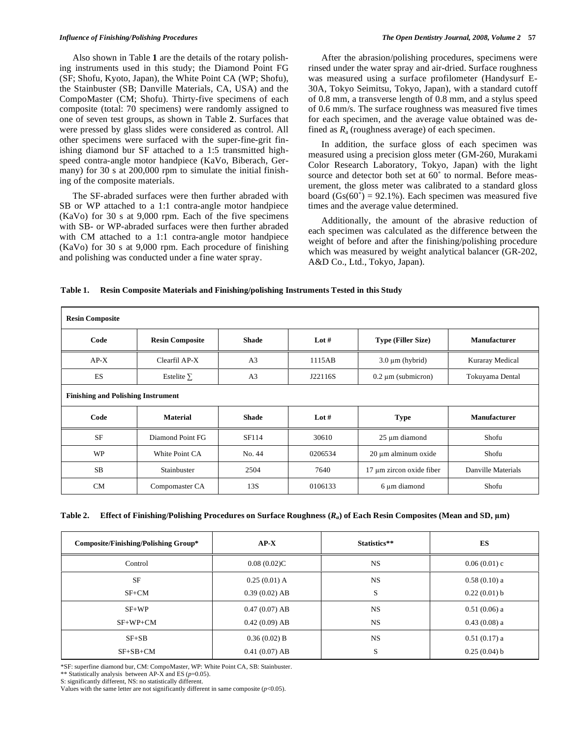Also shown in Table **1** are the details of the rotary polishing instruments used in this study; the Diamond Point FG (SF; Shofu, Kyoto, Japan), the White Point CA (WP; Shofu), the Stainbuster (SB; Danville Materials, CA, USA) and the CompoMaster (CM; Shofu). Thirty-five specimens of each composite (total: 70 specimens) were randomly assigned to one of seven test groups, as shown in Table **2**. Surfaces that were pressed by glass slides were considered as control. All other specimens were surfaced with the super-fine-grit finishing diamond bur SF attached to a 1:5 transmitted high-speed contra-angle motor handpiece (KaVo, Biberach, Germany) for 30 s at 200,000 rpm to simulate the initial finishing of the composite materials.

The SF-abraded surfaces were then further abraded with SB or WP attached to a 1:1 contra-angle motor handpiece (KaVo) for 30 s at 9,000 rpm. Each of the five specimens with SB- or WP-abraded surfaces were then further abraded with CM attached to a 1:1 contra-angle motor handpiece (KaVo) for 30 s at 9,000 rpm. Each procedure of finishing and polishing was conducted under a fine water spray.

After the abrasion/polishing procedures, specimens were rinsed under the water spray and air-dried. Surface roughness was measured using a surface profilometer (Handysurf E-30A, Tokyo Seimitsu, Tokyo, Japan), with a standard cutoff of 0.8 mm, a transverse length of 0.8 mm, and a stylus speed of 0.6 mm/s. The surface roughness was measured five times for each specimen, and the average value obtained was defined as $R_a$ (roughness average) of each specimen.

In addition, the surface gloss of each specimen was measured using a precision gloss meter (GM-260, Murakami Color Research Laboratory, Tokyo, Japan) with the light source and detector both set at 60˚ to normal. Before measurement, the gloss meter was calibrated to a standard gloss board (Gs(60˚) = 92.1%). Each specimen was measured five times and the average value determined.

Additionally, the amount of the abrasive reduction of each specimen was calculated as the difference between the weight of before and after the finishing/polishing procedure which was measured by weight analytical balancer (GR-202, A&D Co., Ltd., Tokyo, Japan).

**Table 1. Resin Composite Materials and Finishing/polishing Instruments Tested in this Study**

| **Resin Composite** | | | | | |
|---|---|---|---|---|---|
| **Code** | **Resin Composite** | **Shade** | **Lot #** | **Type (Filler Size)** | **Manufacturer** |
| AP-X | Clearfil AP-X | A3 | 1115AB | 3.0 μm (hybrid) | Kuraray Medical |
| ES | Estelite ∑ | A3 | J22116S | 0.2 μm (submicron) | Tokuyama Dental |
| **Finishing and Polishing Instrument** | | | | | |
| **Code** | **Material** | **Shade** | **Lot #** | **Type** | **Manufacturer** |
| SF | Diamond Point FG | SF114 | 30610 | 25 μm diamond | Shofu |
| WP | White Point CA | No. 44 | 0206534 | 20 μm alminum oxide | Shofu |
| SB | Stainbuster | 2504 | 7640 | 17 μm zircon oxide fiber | Danville Materials |
| CM | Compomaster CA | 13S | 0106133 | 6 μm diamond | Shofu |

**Table 2. Effect of Finishing/Polishing Procedures on Surface Roughness ($R_a$) of Each Resin Composites (Mean and SD, μm)**

| Composite/Finishing/Polishing Group* | AP-X | Statistics** | ES |
|---|---|---|---|
| Control | 0.08 (0.02)C | NS | 0.06 (0.01) c |
| SF | 0.25 (0.01) A | NS | 0.58 (0.10) a |
| SF+CM | 0.39 (0.02) AB | S | 0.22 (0.01) b |
| SF+WP | 0.47 (0.07) AB | NS | 0.51 (0.06) a |
| SF+WP+CM | 0.42 (0.09) AB | NS | 0.43 (0.08) a |
| SF+SB | 0.36 (0.02) B | NS | 0.51 (0.17) a |
| SF+SB+CM | 0.41 (0.07) AB | S | 0.25 (0.04) b |

*SF: superfine diamond bur, CM: CompoMaster, WP: White Point CA, SB: Stainbuster.
** Statistically analysis between AP-X and ES ($p$=0.05).
S: significantly different, NS: no statistically different.
Values with the same letter are not significantly different in same composite ($p<0.05$).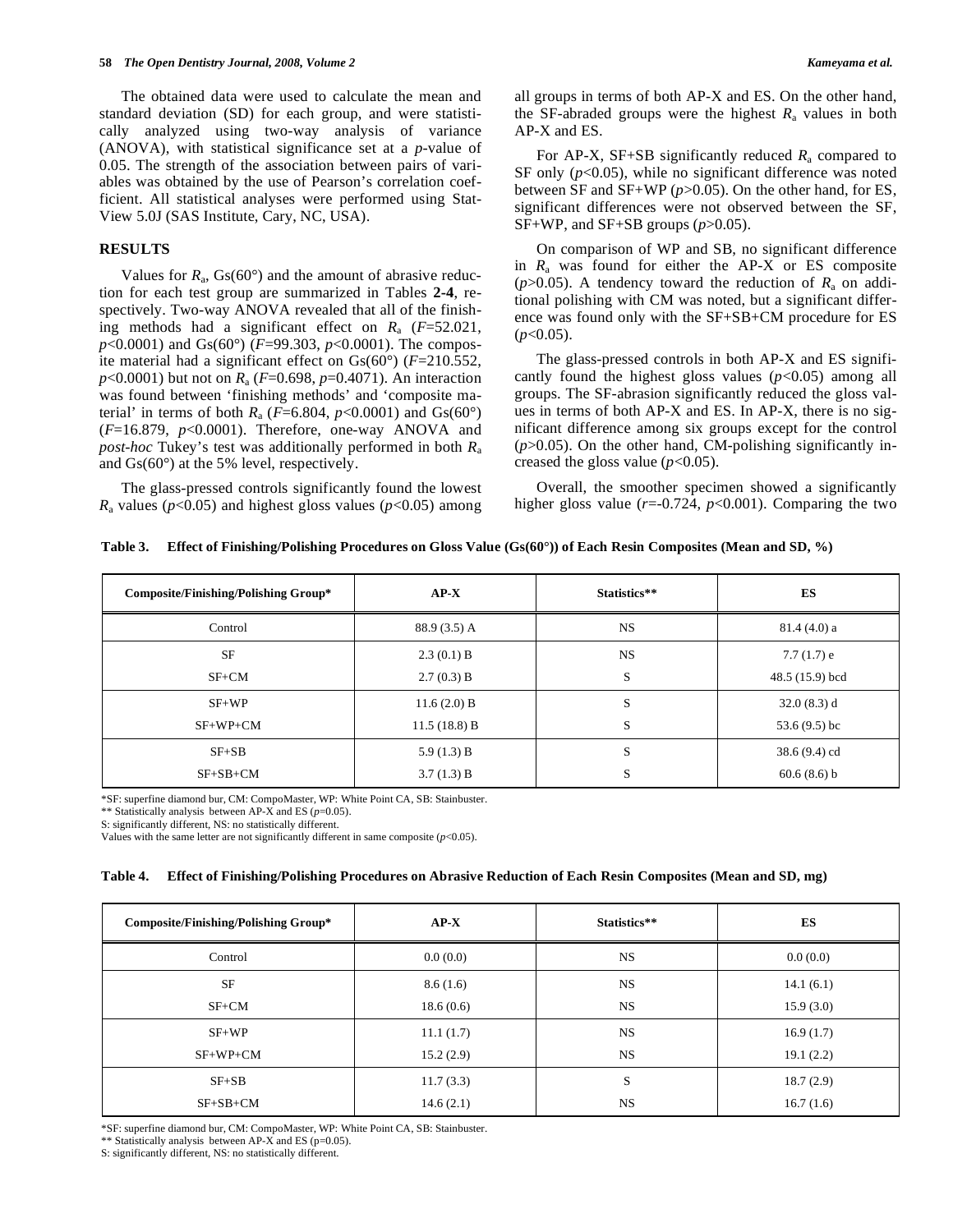The obtained data were used to calculate the mean and standard deviation (SD) for each group, and were statistically analyzed using two-way analysis of variance (ANOVA), with statistical significance set at a *p*-value of 0.05. The strength of the association between pairs of variables was obtained by the use of Pearson's correlation coefficient. All statistical analyses were performed using StatView 5.0J (SAS Institute, Cary, NC, USA).

## RESULTS

Values for $R_a$, Gs(60°) and the amount of abrasive reduction for each test group are summarized in Tables **2**-**4**, respectively. Two-way ANOVA revealed that all of the finishing methods had a significant effect on $R_a$ ($F$=52.021, $p$<0.0001) and Gs(60°) ($F$=99.303, $p$<0.0001). The composite material had a significant effect on Gs(60°) ($F$=210.552, $p$<0.0001) but not on $R_a$ ($F$=0.698, $p$=0.4071). An interaction was found between 'finishing methods' and 'composite material' in terms of both $R_a$ ($F$=6.804, $p$<0.0001) and Gs(60°) ($F$=16.879, $p$<0.0001). Therefore, one-way ANOVA and *post-hoc* Tukey's test was additionally performed in both $R_a$ and Gs(60°) at the 5% level, respectively.

The glass-pressed controls significantly found the lowest $R_a$ values ($p$<0.05) and highest gloss values ($p$<0.05) among all groups in terms of both AP-X and ES. On the other hand, the SF-abraded groups were the highest $R_a$ values in both AP-X and ES.

For AP-X, SF+SB significantly reduced $R_a$ compared to SF only ($p$<0.05), while no significant difference was noted between SF and SF+WP ($p$>0.05). On the other hand, for ES, significant differences were not observed between the SF, SF+WP, and SF+SB groups ($p$>0.05).

On comparison of WP and SB, no significant difference in $R_a$ was found for either the AP-X or ES composite ($p$>0.05). A tendency toward the reduction of $R_a$ on additional polishing with CM was noted, but a significant difference was found only with the SF+SB+CM procedure for ES ($p$<0.05).

The glass-pressed controls in both AP-X and ES significantly found the highest gloss values ($p$<0.05) among all groups. The SF-abrasion significantly reduced the gloss values in terms of both AP-X and ES. In AP-X, there is no significant difference among six groups except for the control ($p$>0.05). On the other hand, CM-polishing significantly increased the gloss value ($p$<0.05).

Overall, the smoother specimen showed a significantly higher gloss value ($r$=-0.724, $p$<0.001). Comparing the two

**Table 3. Effect of Finishing/Polishing Procedures on Gloss Value (Gs(60°)) of Each Resin Composites (Mean and SD, %)**

| Composite/Finishing/Polishing Group* | AP-X | Statistics** | ES |
|---|---|---|---|
| Control | 88.9 (3.5) A | NS | 81.4 (4.0) a |
| SF | 2.3 (0.1) B | NS | 7.7 (1.7) e |
| SF+CM | 2.7 (0.3) B | S | 48.5 (15.9) bcd |
| SF+WP | 11.6 (2.0) B | S | 32.0 (8.3) d |
| SF+WP+CM | 11.5 (18.8) B | S | 53.6 (9.5) bc |
| SF+SB | 5.9 (1.3) B | S | 38.6 (9.4) cd |
| SF+SB+CM | 3.7 (1.3) B | S | 60.6 (8.6) b |

*SF: superfine diamond bur, CM: CompoMaster, WP: White Point CA, SB: Stainbuster.
** Statistically analysis between AP-X and ES ($p$=0.05).
S: significantly different, NS: no statistically different.
Values with the same letter are not significantly different in same composite ($p$<0.05).

**Table 4. Effect of Finishing/Polishing Procedures on Abrasive Reduction of Each Resin Composites (Mean and SD, mg)**

| Composite/Finishing/Polishing Group* | AP-X | Statistics** | ES |
|---|---|---|---|
| Control | 0.0 (0.0) | NS | 0.0 (0.0) |
| SF | 8.6 (1.6) | NS | 14.1 (6.1) |
| SF+CM | 18.6 (0.6) | NS | 15.9 (3.0) |
| SF+WP | 11.1 (1.7) | NS | 16.9 (1.7) |
| SF+WP+CM | 15.2 (2.9) | NS | 19.1 (2.2) |
| SF+SB | 11.7 (3.3) | S | 18.7 (2.9) |
| SF+SB+CM | 14.6 (2.1) | NS | 16.7 (1.6) |

*SF: superfine diamond bur, CM: CompoMaster, WP: White Point CA, SB: Stainbuster.
** Statistically analysis between AP-X and ES (p=0.05).
S: significantly different, NS: no statistically different.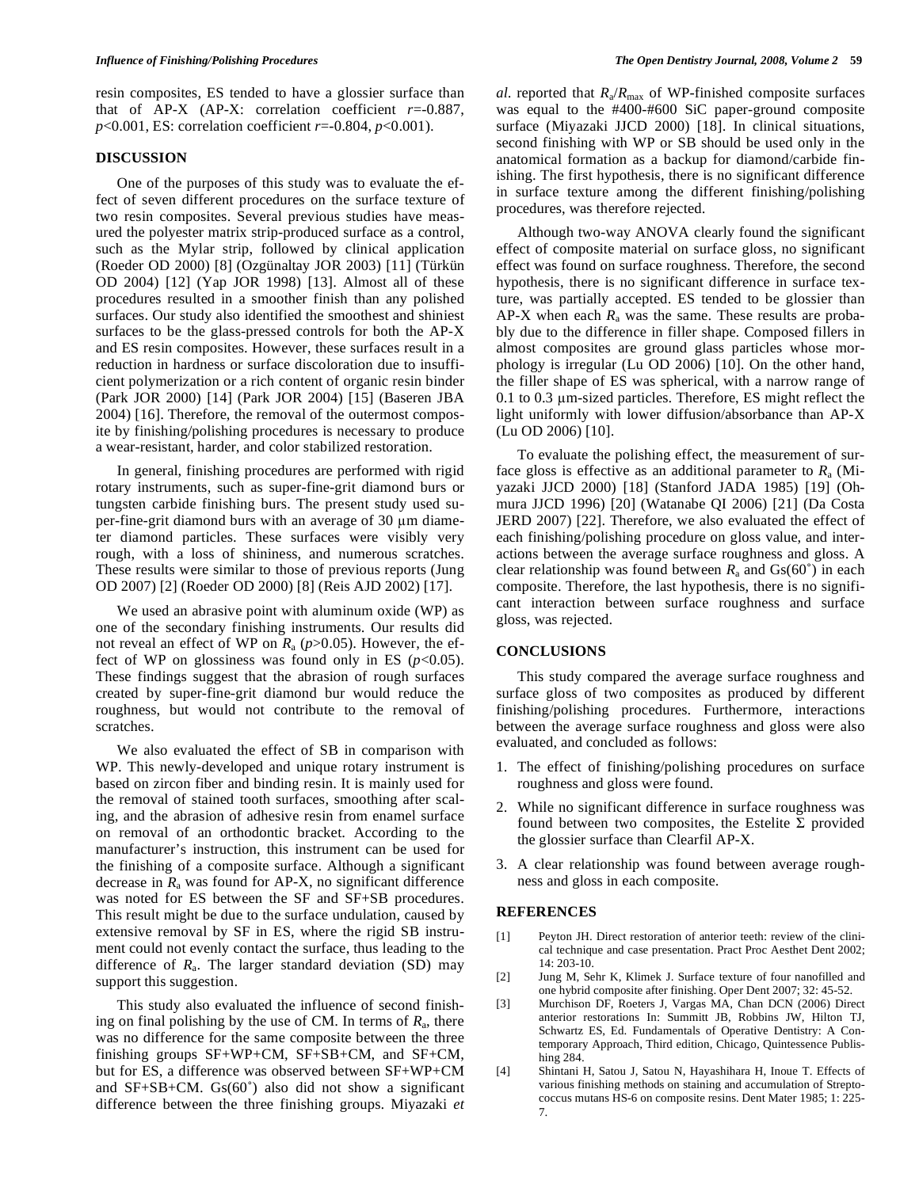resin composites, ES tended to have a glossier surface than that of AP-X (AP-X: correlation coefficient $r$=-0.887, $p$<0.001, ES: correlation coefficient $r$=-0.804, $p$<0.001).

## DISCUSSION

One of the purposes of this study was to evaluate the effect of seven different procedures on the surface texture of two resin composites. Several previous studies have measured the polyester matrix strip-produced surface as a control, such as the Mylar strip, followed by clinical application (Roeder OD 2000) [8] (Ozgünaltay JOR 2003) [11] (Türkün OD 2004) [12] (Yap JOR 1998) [13]. Almost all of these procedures resulted in a smoother finish than any polished surfaces. Our study also identified the smoothest and shiniest surfaces to be the glass-pressed controls for both the AP-X and ES resin composites. However, these surfaces result in a reduction in hardness or surface discoloration due to insufficient polymerization or a rich content of organic resin binder (Park JOR 2000) [14] (Park JOR 2004) [15] (Baseren JBA 2004) [16]. Therefore, the removal of the outermost composite by finishing/polishing procedures is necessary to produce a wear-resistant, harder, and color stabilized restoration.

In general, finishing procedures are performed with rigid rotary instruments, such as super-fine-grit diamond burs or tungsten carbide finishing burs. The present study used super-fine-grit diamond burs with an average of 30 μm diameter diamond particles. These surfaces were visibly very rough, with a loss of shininess, and numerous scratches. These results were similar to those of previous reports (Jung OD 2007) [2] (Roeder OD 2000) [8] (Reis AJD 2002) [17].

We used an abrasive point with aluminum oxide (WP) as one of the secondary finishing instruments. Our results did not reveal an effect of WP on $R_a$ ($p$>0.05). However, the effect of WP on glossiness was found only in ES ($p$<0.05). These findings suggest that the abrasion of rough surfaces created by super-fine-grit diamond bur would reduce the roughness, but would not contribute to the removal of scratches.

We also evaluated the effect of SB in comparison with WP. This newly-developed and unique rotary instrument is based on zircon fiber and binding resin. It is mainly used for the removal of stained tooth surfaces, smoothing after scaling, and the abrasion of adhesive resin from enamel surface on removal of an orthodontic bracket. According to the manufacturer's instruction, this instrument can be used for the finishing of a composite surface. Although a significant decrease in $R_a$ was found for AP-X, no significant difference was noted for ES between the SF and SF+SB procedures. This result might be due to the surface undulation, caused by extensive removal by SF in ES, where the rigid SB instrument could not evenly contact the surface, thus leading to the difference of $R_a$. The larger standard deviation (SD) may support this suggestion.

This study also evaluated the influence of second finishing on final polishing by the use of CM. In terms of $R_a$, there was no difference for the same composite between the three finishing groups SF+WP+CM, SF+SB+CM, and SF+CM, but for ES, a difference was observed between SF+WP+CM and SF+SB+CM. Gs(60˚) also did not show a significant difference between the three finishing groups. Miyazaki *et al.* reported that $R_a/R_{max}$ of WP-finished composite surfaces was equal to the #400-#600 SiC paper-ground composite surface (Miyazaki JJCD 2000) [18]. In clinical situations, second finishing with WP or SB should be used only in the anatomical formation as a backup for diamond/carbide finishing. The first hypothesis, there is no significant difference in surface texture among the different finishing/polishing procedures, was therefore rejected.

Although two-way ANOVA clearly found the significant effect of composite material on surface gloss, no significant effect was found on surface roughness. Therefore, the second hypothesis, there is no significant difference in surface texture, was partially accepted. ES tended to be glossier than AP-X when each $R_a$ was the same. These results are probably due to the difference in filler shape. Composed fillers in almost composites are ground glass particles whose morphology is irregular (Lu OD 2006) [10]. On the other hand, the filler shape of ES was spherical, with a narrow range of 0.1 to 0.3 μm-sized particles. Therefore, ES might reflect the light uniformly with lower diffusion/absorbance than AP-X (Lu OD 2006) [10].

To evaluate the polishing effect, the measurement of surface gloss is effective as an additional parameter to $R_a$ (Miyazaki JJCD 2000) [18] (Stanford JADA 1985) [19] (Ohmura JJCD 1996) [20] (Watanabe QI 2006) [21] (Da Costa JERD 2007) [22]. Therefore, we also evaluated the effect of each finishing/polishing procedure on gloss value, and interactions between the average surface roughness and gloss. A clear relationship was found between $R_a$ and Gs(60˚) in each composite. Therefore, the last hypothesis, there is no significant interaction between surface roughness and surface gloss, was rejected.

## CONCLUSIONS

This study compared the average surface roughness and surface gloss of two composites as produced by different finishing/polishing procedures. Furthermore, interactions between the average surface roughness and gloss were also evaluated, and concluded as follows:

1. The effect of finishing/polishing procedures on surface roughness and gloss were found.
2. While no significant difference in surface roughness was found between two composites, the Estelite Σ provided the glossier surface than Clearfil AP-X.
3. A clear relationship was found between average roughness and gloss in each composite.

## REFERENCES

[1] Peyton JH. Direct restoration of anterior teeth: review of the clinical technique and case presentation. Pract Proc Aesthet Dent 2002; 14: 203-10.

[2] Jung M, Sehr K, Klimek J. Surface texture of four nanofilled and one hybrid composite after finishing. Oper Dent 2007; 32: 45-52.

[3] Murchison DF, Roeters J, Vargas MA, Chan DCN (2006) Direct anterior restorations In: Summitt JB, Robbins JW, Hilton TJ, Schwartz ES, Ed. Fundamentals of Operative Dentistry: A Contemporary Approach, Third edition, Chicago, Quintessence Publishing 284.

[4] Shintani H, Satou J, Satou N, Hayashihara H, Inoue T. Effects of various finishing methods on staining and accumulation of Streptococcus mutans HS-6 on composite resins. Dent Mater 1985; 1: 225-7.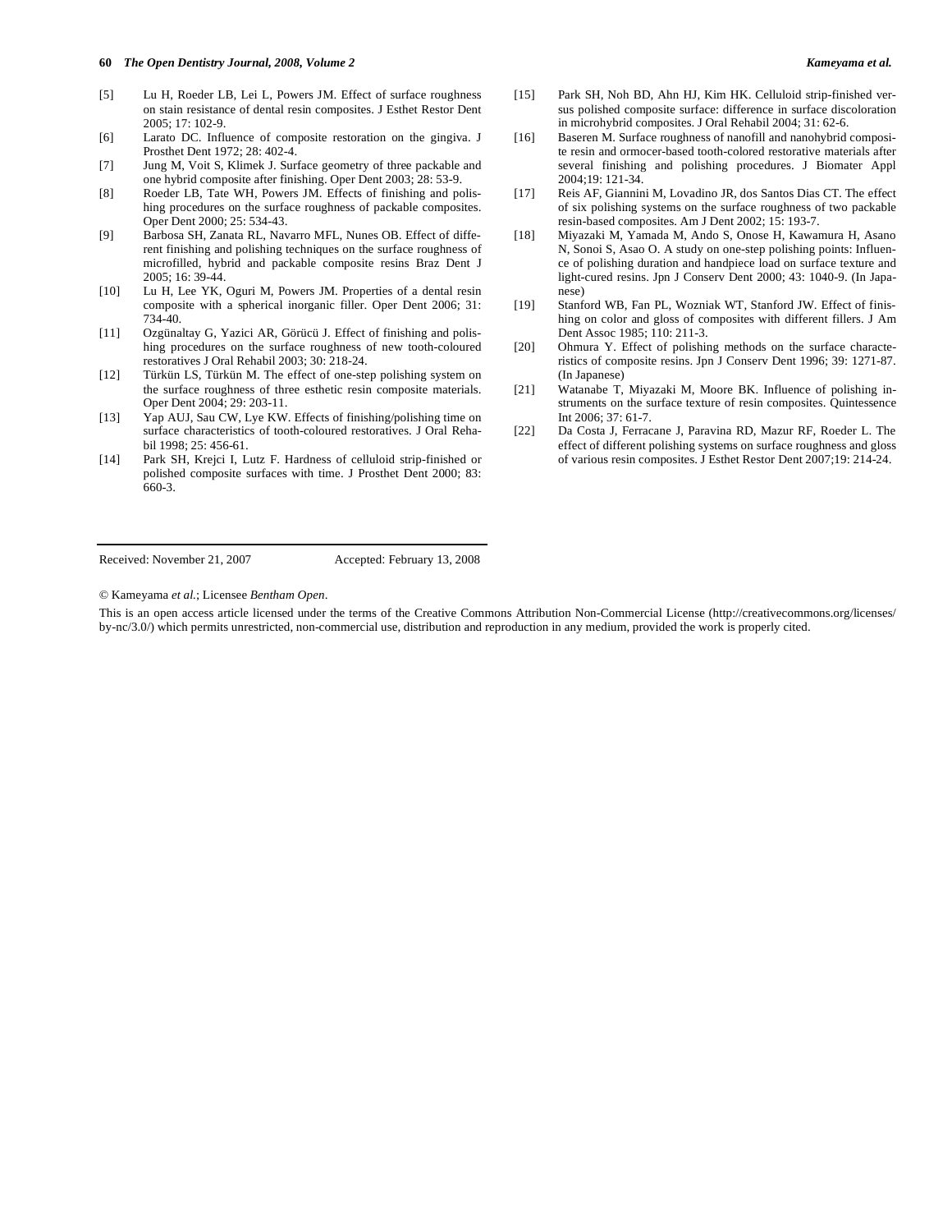[5] Lu H, Roeder LB, Lei L, Powers JM. Effect of surface roughness on stain resistance of dental resin composites. J Esthet Restor Dent 2005; 17: 102-9.

[6] Larato DC. Influence of composite restoration on the gingiva. J Prosthet Dent 1972; 28: 402-4.

[7] Jung M, Voit S, Klimek J. Surface geometry of three packable and one hybrid composite after finishing. Oper Dent 2003; 28: 53-9.

[8] Roeder LB, Tate WH, Powers JM. Effects of finishing and polishing procedures on the surface roughness of packable composites. Oper Dent 2000; 25: 534-43.

[9] Barbosa SH, Zanata RL, Navarro MFL, Nunes OB. Effect of different finishing and polishing techniques on the surface roughness of microfilled, hybrid and packable composite resins Braz Dent J 2005; 16: 39-44.

[10] Lu H, Lee YK, Oguri M, Powers JM. Properties of a dental resin composite with a spherical inorganic filler. Oper Dent 2006; 31: 734-40.

[11] Ozgünaltay G, Yazici AR, Görücü J. Effect of finishing and polishing procedures on the surface roughness of new tooth-coloured restoratives J Oral Rehabil 2003; 30: 218-24.

[12] Türkün LS, Türkün M. The effect of one-step polishing system on the surface roughness of three esthetic resin composite materials. Oper Dent 2004; 29: 203-11.

[13] Yap AUJ, Sau CW, Lye KW. Effects of finishing/polishing time on surface characteristics of tooth-coloured restoratives. J Oral Rehabil 1998; 25: 456-61.

[14] Park SH, Krejci I, Lutz F. Hardness of celluloid strip-finished or polished composite surfaces with time. J Prosthet Dent 2000; 83: 660-3.

[15] Park SH, Noh BD, Ahn HJ, Kim HK. Celluloid strip-finished versus polished composite surface: difference in surface discoloration in microhybrid composites. J Oral Rehabil 2004; 31: 62-6.

[16] Baseren M. Surface roughness of nanofill and nanohybrid composite resin and ormocer-based tooth-colored restorative materials after several finishing and polishing procedures. J Biomater Appl 2004;19: 121-34.

[17] Reis AF, Giannini M, Lovadino JR, dos Santos Dias CT. The effect of six polishing systems on the surface roughness of two packable resin-based composites. Am J Dent 2002; 15: 193-7.

[18] Miyazaki M, Yamada M, Ando S, Onose H, Kawamura H, Asano N, Sonoi S, Asao O. A study on one-step polishing points: Influence of polishing duration and handpiece load on surface texture and light-cured resins. Jpn J Conserv Dent 2000; 43: 1040-9. (In Japanese)

[19] Stanford WB, Fan PL, Wozniak WT, Stanford JW. Effect of finishing on color and gloss of composites with different fillers. J Am Dent Assoc 1985; 110: 211-3.

[20] Ohmura Y. Effect of polishing methods on the surface characteristics of composite resins. Jpn J Conserv Dent 1996; 39: 1271-87. (In Japanese)

[21] Watanabe T, Miyazaki M, Moore BK. Influence of polishing instruments on the surface texture of resin composites. Quintessence Int 2006; 37: 61-7.

[22] Da Costa J, Ferracane J, Paravina RD, Mazur RF, Roeder L. The effect of different polishing systems on surface roughness and gloss of various resin composites. J Esthet Restor Dent 2007;19: 214-24.

Received: November 21, 2007 Accepted: February 13, 2008

© Kameyama *et al.*; Licensee *Bentham Open*.

This is an open access article licensed under the terms of the Creative Commons Attribution Non-Commercial License (http://creativecommons.org/licenses/by-nc/3.0/) which permits unrestricted, non-commercial use, distribution and reproduction in any medium, provided the work is properly cited.